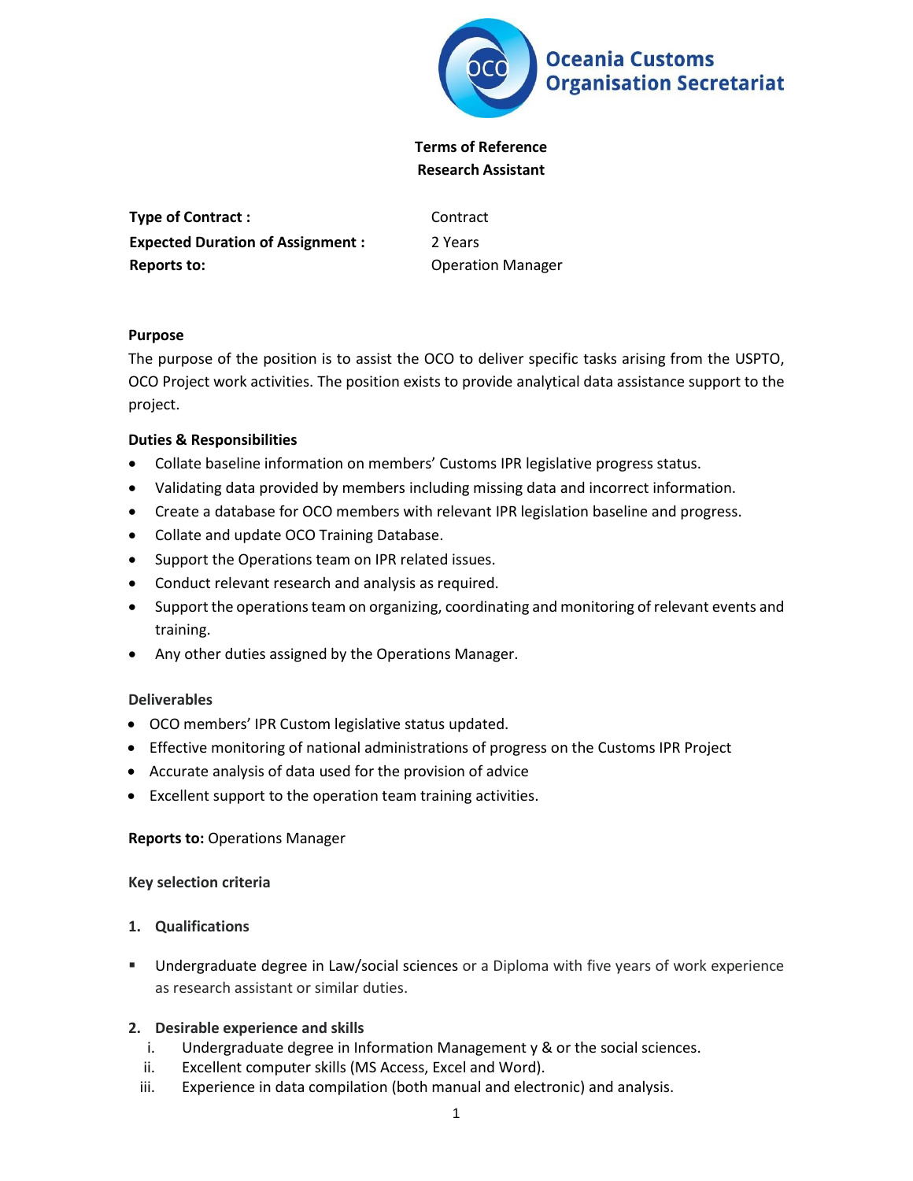**Oceania Customs Organisation Secretariat**

**Terms of Reference**
**Research Assistant**

| | |
|---|---|
| **Type of Contract :** | Contract |
| **Expected Duration of Assignment :** | 2 Years |
| **Reports to:** | Operation Manager |

**Purpose**

The purpose of the position is to assist the OCO to deliver specific tasks arising from the USPTO, OCO Project work activities. The position exists to provide analytical data assistance support to the project.

**Duties & Responsibilities**

- Collate baseline information on members' Customs IPR legislative progress status.
- Validating data provided by members including missing data and incorrect information.
- Create a database for OCO members with relevant IPR legislation baseline and progress.
- Collate and update OCO Training Database.
- Support the Operations team on IPR related issues.
- Conduct relevant research and analysis as required.
- Support the operations team on organizing, coordinating and monitoring of relevant events and training.
- Any other duties assigned by the Operations Manager.

**Deliverables**

- OCO members' IPR Custom legislative status updated.
- Effective monitoring of national administrations of progress on the Customs IPR Project
- Accurate analysis of data used for the provision of advice
- Excellent support to the operation team training activities.

**Reports to:** Operations Manager

**Key selection criteria**

1. **Qualifications**

- Undergraduate degree in Law/social sciences or a Diploma with five years of work experience as research assistant or similar duties.

2. **Desirable experience and skills**

   i. Undergraduate degree in Information Management y & or the social sciences.
   ii. Excellent computer skills (MS Access, Excel and Word).
   iii. Experience in data compilation (both manual and electronic) and analysis.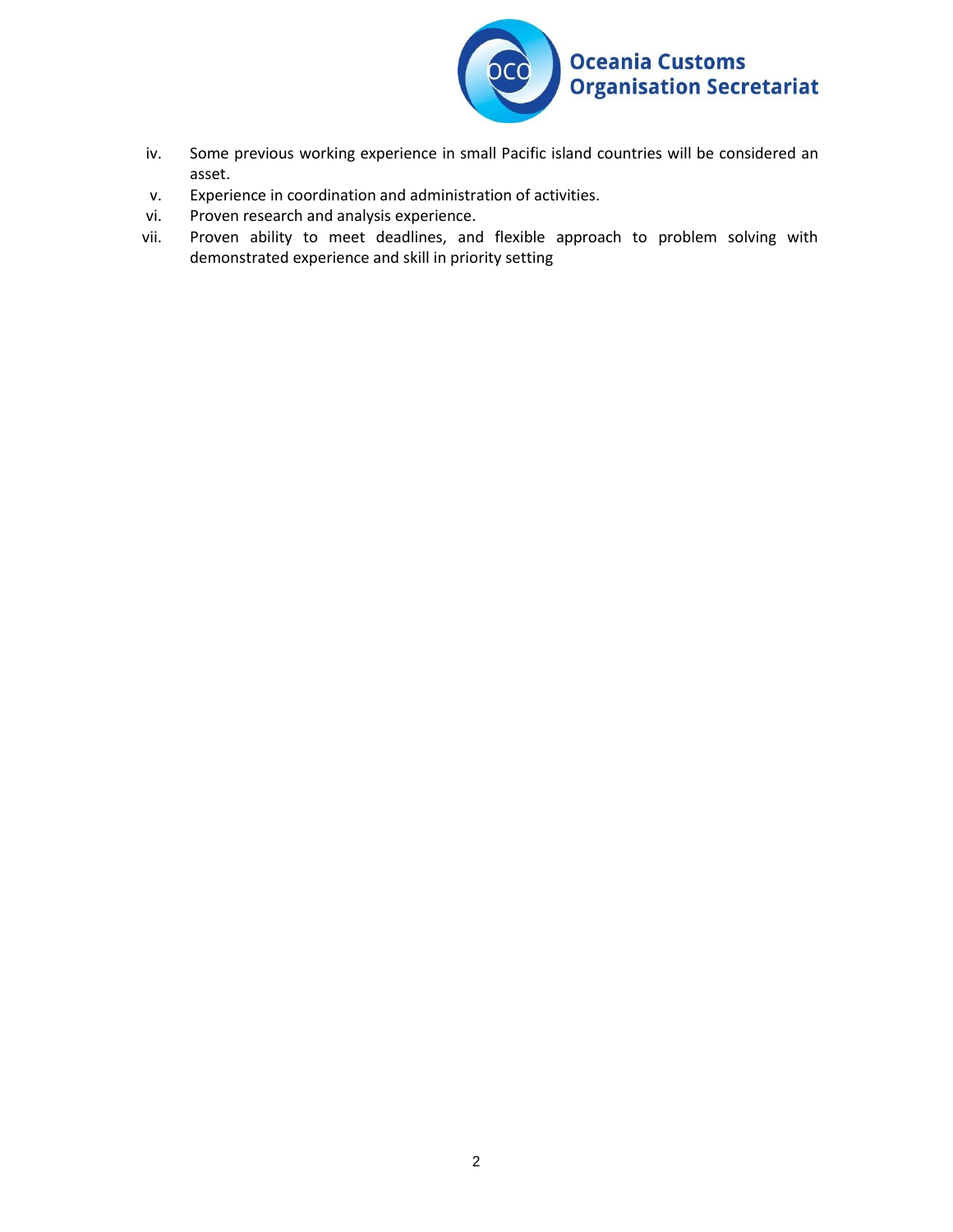iv. Some previous working experience in small Pacific island countries will be considered an asset.
v. Experience in coordination and administration of activities.
vi. Proven research and analysis experience.
vii. Proven ability to meet deadlines, and flexible approach to problem solving with demonstrated experience and skill in priority setting